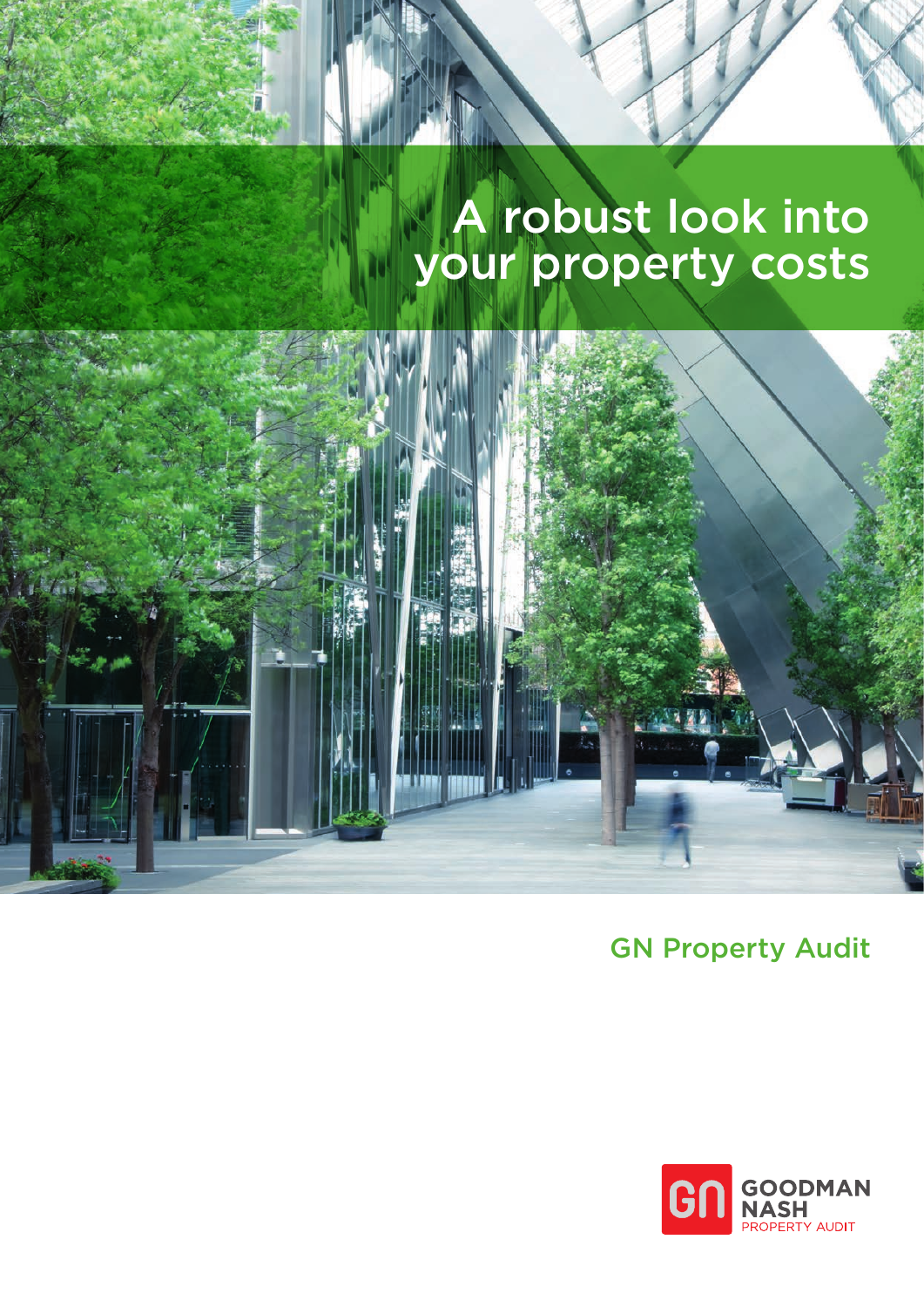# A robust look into your property costs

## GN Property Audit

GOODMAN NASH
PROPERTY AUDIT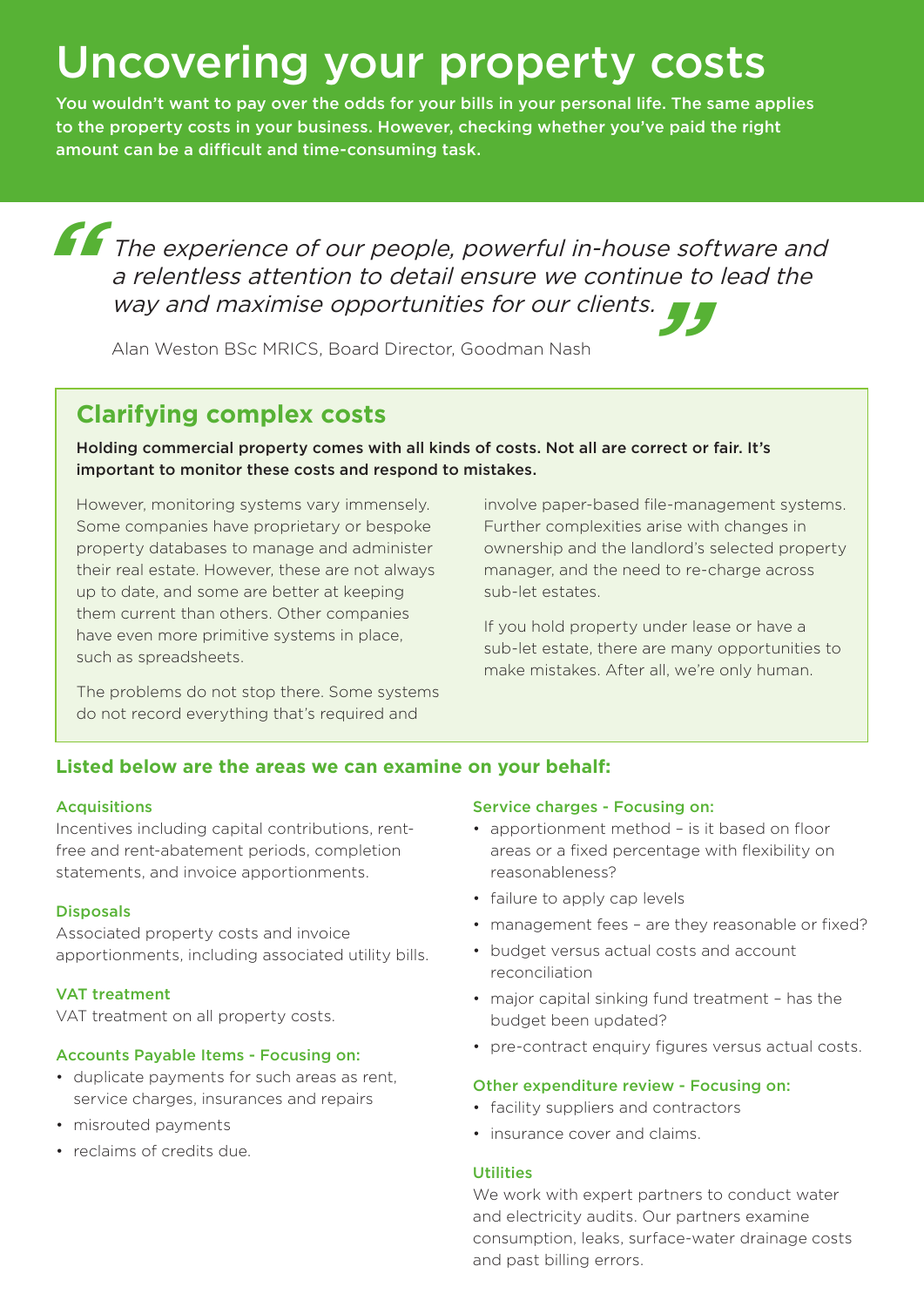# Uncovering your property costs

**You wouldn't want to pay over the odds for your bills in your personal life. The same applies to the property costs in your business. However, checking whether you've paid the right amount can be a difficult and time-consuming task.**

> *The experience of our people, powerful in-house software and a relentless attention to detail ensure we continue to lead the way and maximise opportunities for our clients.*
>
> Alan Weston BSc MRICS, Board Director, Goodman Nash

## Clarifying complex costs

**Holding commercial property comes with all kinds of costs. Not all are correct or fair. It's important to monitor these costs and respond to mistakes.**

However, monitoring systems vary immensely. Some companies have proprietary or bespoke property databases to manage and administer their real estate. However, these are not always up to date, and some are better at keeping them current than others. Other companies have even more primitive systems in place, such as spreadsheets.

The problems do not stop there. Some systems do not record everything that's required and involve paper-based file-management systems. Further complexities arise with changes in ownership and the landlord's selected property manager, and the need to re-charge across sub-let estates.

If you hold property under lease or have a sub-let estate, there are many opportunities to make mistakes. After all, we're only human.

### Listed below are the areas we can examine on your behalf:

#### Acquisitions

Incentives including capital contributions, rent-free and rent-abatement periods, completion statements, and invoice apportionments.

#### Disposals

Associated property costs and invoice apportionments, including associated utility bills.

#### VAT treatment

VAT treatment on all property costs.

#### Accounts Payable Items - Focusing on:

- duplicate payments for such areas as rent, service charges, insurances and repairs
- misrouted payments
- reclaims of credits due.

#### Service charges - Focusing on:

- apportionment method – is it based on floor areas or a fixed percentage with flexibility on reasonableness?
- failure to apply cap levels
- management fees – are they reasonable or fixed?
- budget versus actual costs and account reconciliation
- major capital sinking fund treatment – has the budget been updated?
- pre-contract enquiry figures versus actual costs.

#### Other expenditure review - Focusing on:

- facility suppliers and contractors
- insurance cover and claims.

#### Utilities

We work with expert partners to conduct water and electricity audits. Our partners examine consumption, leaks, surface-water drainage costs and past billing errors.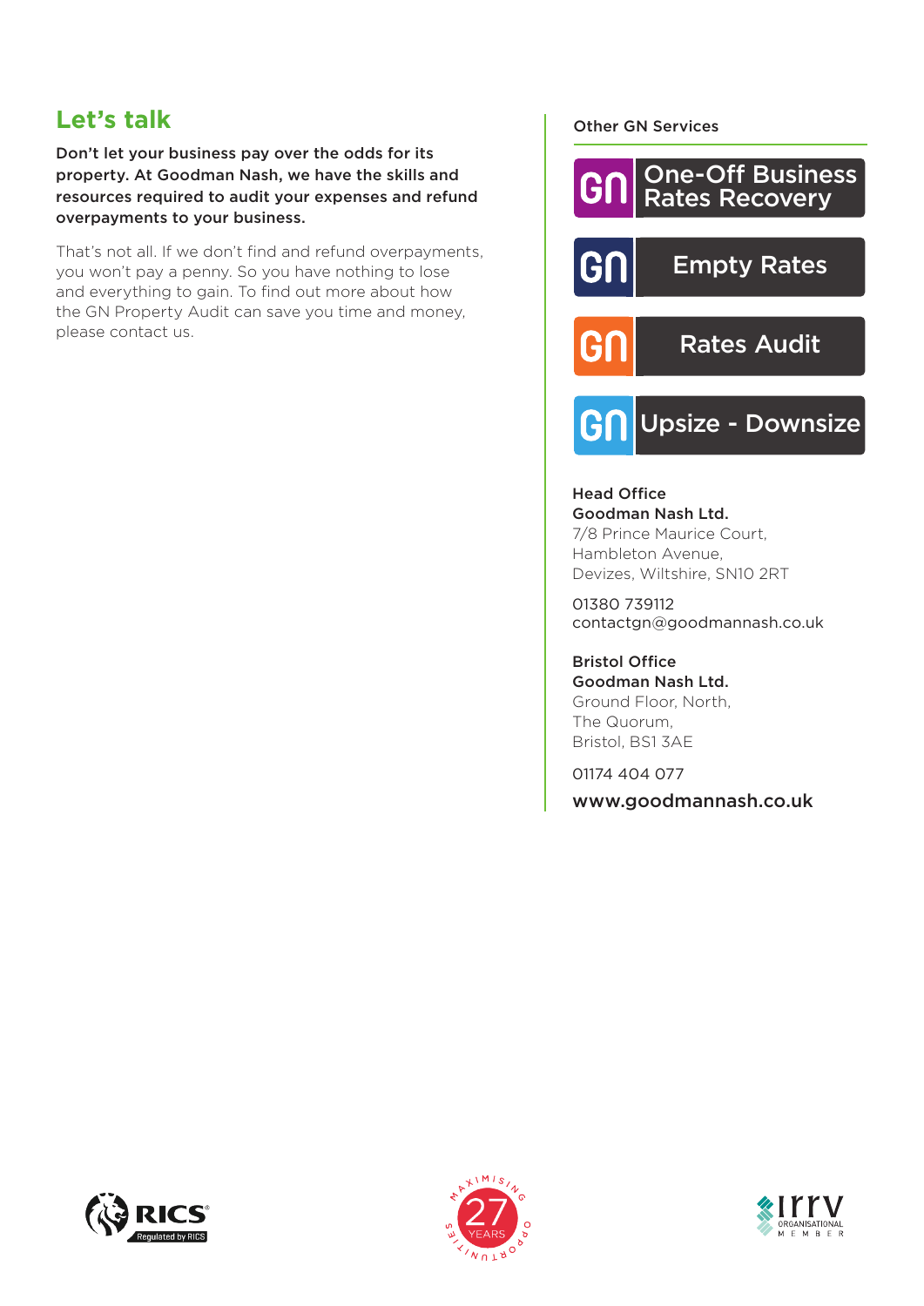## Let's talk

**Don't let your business pay over the odds for its property. At Goodman Nash, we have the skills and resources required to audit your expenses and refund overpayments to your business.**

That's not all. If we don't find and refund overpayments, you won't pay a penny. So you have nothing to lose and everything to gain. To find out more about how the GN Property Audit can save you time and money, please contact us.

**Other GN Services**

- GN One-Off Business Rates Recovery
- GN Empty Rates
- GN Rates Audit
- GN Upsize - Downsize

**Head Office**
**Goodman Nash Ltd.**
7/8 Prince Maurice Court,
Hambleton Avenue,
Devizes, Wiltshire, SN10 2RT

01380 739112
contactgn@goodmannash.co.uk

**Bristol Office**
**Goodman Nash Ltd.**
Ground Floor, North,
The Quorum,
Bristol, BS1 3AE

01174 404 077

**www.goodmannash.co.uk**

RICS Regulated by RICS

Maximising Opportunities 27 Years

IRRV Organisational Member